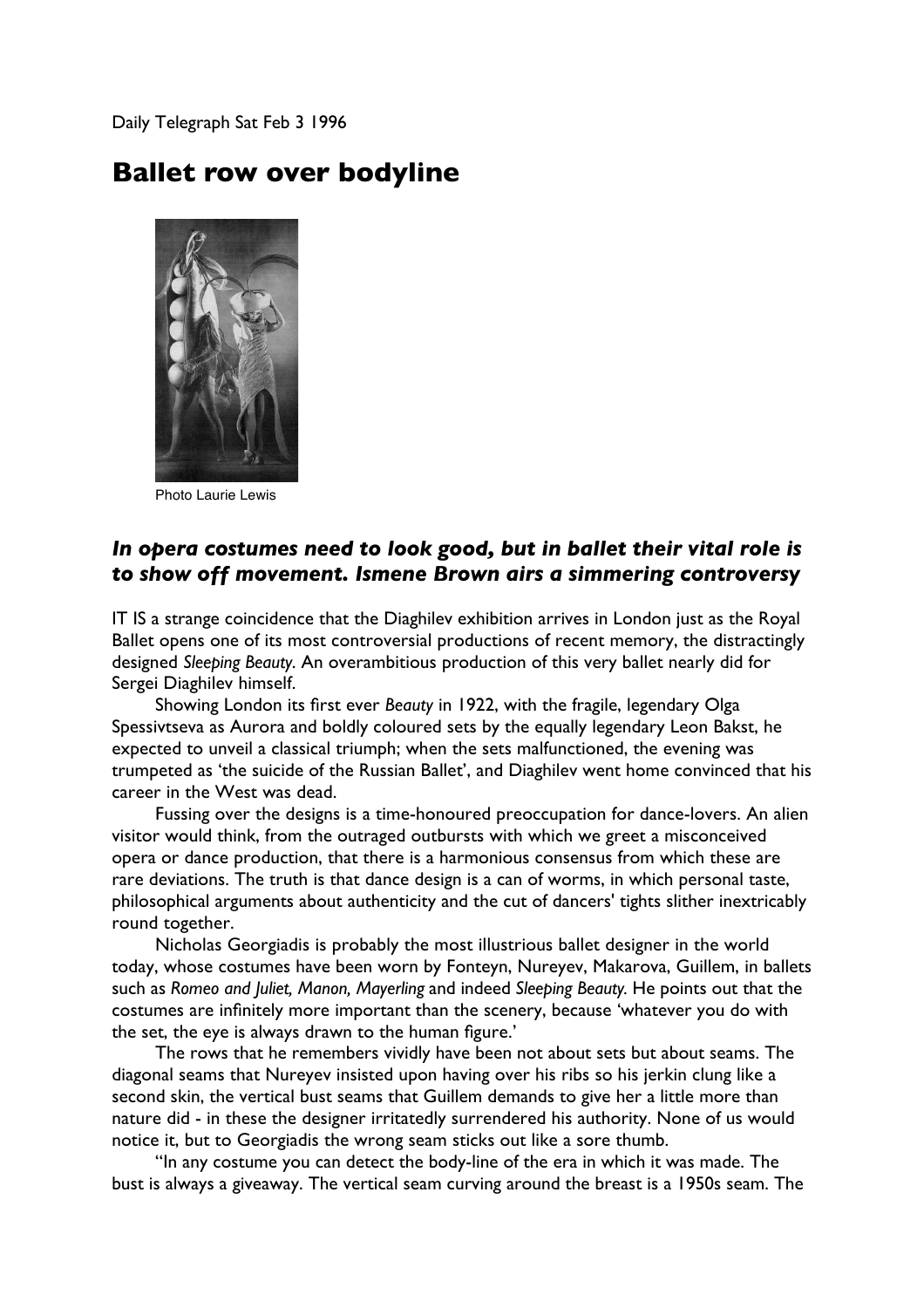Daily Telegraph Sat Feb 3 1996

# Ballet row over bodyline

Photo Laurie Lewis

### *In opera costumes need to look good, but in ballet their vital role is to show off movement. Ismene Brown airs a simmering controversy*

IT IS a strange coincidence that the Diaghilev exhibition arrives in London just as the Royal Ballet opens one of its most controversial productions of recent memory, the distractingly designed *Sleeping Beauty*. An overambitious production of this very ballet nearly did for Sergei Diaghilev himself.

Showing London its first ever *Beauty* in 1922, with the fragile, legendary Olga Spessivtseva as Aurora and boldly coloured sets by the equally legendary Leon Bakst, he expected to unveil a classical triumph; when the sets malfunctioned, the evening was trumpeted as 'the suicide of the Russian Ballet', and Diaghilev went home convinced that his career in the West was dead.

Fussing over the designs is a time-honoured preoccupation for dance-lovers. An alien visitor would think, from the outraged outbursts with which we greet a misconceived opera or dance production, that there is a harmonious consensus from which these are rare deviations. The truth is that dance design is a can of worms, in which personal taste, philosophical arguments about authenticity and the cut of dancers' tights slither inextricably round together.

Nicholas Georgiadis is probably the most illustrious ballet designer in the world today, whose costumes have been worn by Fonteyn, Nureyev, Makarova, Guillem, in ballets such as *Romeo and Juliet, Manon, Mayerling* and indeed *Sleeping Beauty*. He points out that the costumes are infinitely more important than the scenery, because 'whatever you do with the set, the eye is always drawn to the human figure.'

The rows that he remembers vividly have been not about sets but about seams. The diagonal seams that Nureyev insisted upon having over his ribs so his jerkin clung like a second skin, the vertical bust seams that Guillem demands to give her a little more than nature did - in these the designer irritatedly surrendered his authority. None of us would notice it, but to Georgiadis the wrong seam sticks out like a sore thumb.

"In any costume you can detect the body-line of the era in which it was made. The bust is always a giveaway. The vertical seam curving around the breast is a 1950s seam. The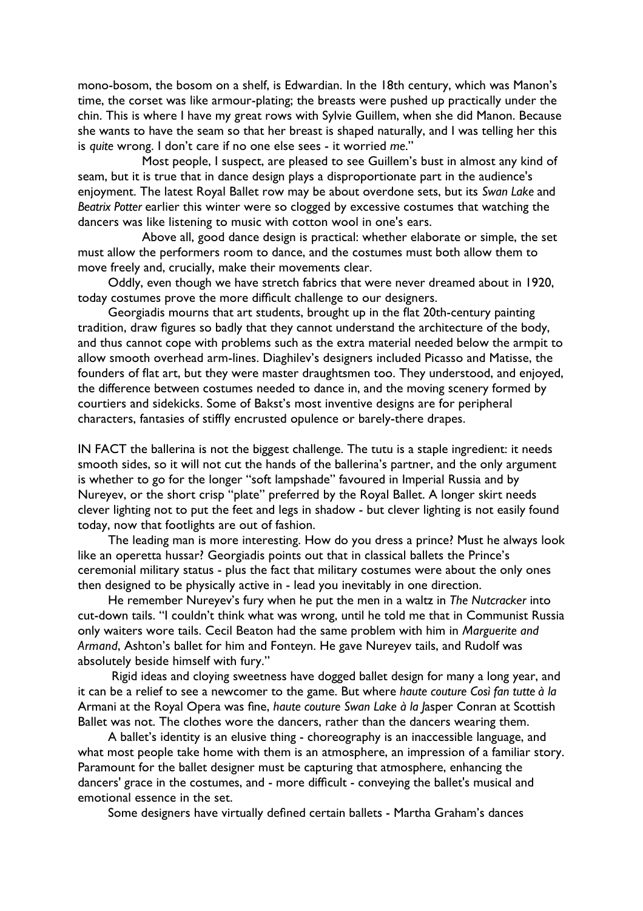mono-bosom, the bosom on a shelf, is Edwardian. In the 18th century, which was Manon's time, the corset was like armour-plating; the breasts were pushed up practically under the chin. This is where I have my great rows with Sylvie Guillem, when she did Manon. Because she wants to have the seam so that her breast is shaped naturally, and I was telling her this is *quite* wrong. I don't care if no one else sees - it worried *me*."

Most people, I suspect, are pleased to see Guillem's bust in almost any kind of seam, but it is true that in dance design plays a disproportionate part in the audience's enjoyment. The latest Royal Ballet row may be about overdone sets, but its *Swan Lake* and *Beatrix Potter* earlier this winter were so clogged by excessive costumes that watching the dancers was like listening to music with cotton wool in one's ears.

Above all, good dance design is practical: whether elaborate or simple, the set must allow the performers room to dance, and the costumes must both allow them to move freely and, crucially, make their movements clear.

Oddly, even though we have stretch fabrics that were never dreamed about in 1920, today costumes prove the more difficult challenge to our designers.

Georgiadis mourns that art students, brought up in the flat 20th-century painting tradition, draw figures so badly that they cannot understand the architecture of the body, and thus cannot cope with problems such as the extra material needed below the armpit to allow smooth overhead arm-lines. Diaghilev's designers included Picasso and Matisse, the founders of flat art, but they were master draughtsmen too. They understood, and enjoyed, the difference between costumes needed to dance in, and the moving scenery formed by courtiers and sidekicks. Some of Bakst's most inventive designs are for peripheral characters, fantasies of stiffly encrusted opulence or barely-there drapes.

IN FACT the ballerina is not the biggest challenge. The tutu is a staple ingredient: it needs smooth sides, so it will not cut the hands of the ballerina's partner, and the only argument is whether to go for the longer "soft lampshade" favoured in Imperial Russia and by Nureyev, or the short crisp "plate" preferred by the Royal Ballet. A longer skirt needs clever lighting not to put the feet and legs in shadow - but clever lighting is not easily found today, now that footlights are out of fashion.

The leading man is more interesting. How do you dress a prince? Must he always look like an operetta hussar? Georgiadis points out that in classical ballets the Prince's ceremonial military status - plus the fact that military costumes were about the only ones then designed to be physically active in - lead you inevitably in one direction.

He remember Nureyev's fury when he put the men in a waltz in *The Nutcracker* into cut-down tails. "I couldn't think what was wrong, until he told me that in Communist Russia only waiters wore tails. Cecil Beaton had the same problem with him in *Marguerite and Armand*, Ashton's ballet for him and Fonteyn. He gave Nureyev tails, and Rudolf was absolutely beside himself with fury."

Rigid ideas and cloying sweetness have dogged ballet design for many a long year, and it can be a relief to see a newcomer to the game. But where *haute couture Così fan tutte à la* Armani at the Royal Opera was fine, *haute couture Swan Lake à la J*asper Conran at Scottish Ballet was not. The clothes wore the dancers, rather than the dancers wearing them.

A ballet's identity is an elusive thing - choreography is an inaccessible language, and what most people take home with them is an atmosphere, an impression of a familiar story. Paramount for the ballet designer must be capturing that atmosphere, enhancing the dancers' grace in the costumes, and - more difficult - conveying the ballet's musical and emotional essence in the set.

Some designers have virtually defined certain ballets - Martha Graham's dances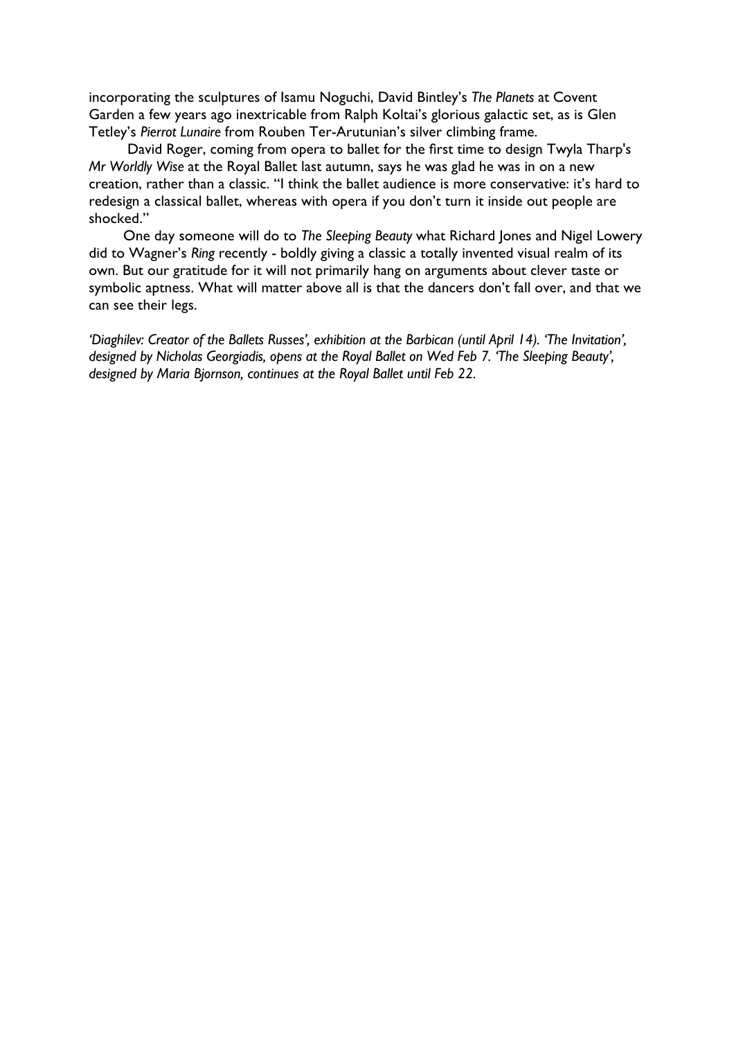incorporating the sculptures of Isamu Noguchi, David Bintley's *The Planets* at Covent Garden a few years ago inextricable from Ralph Koltai's glorious galactic set, as is Glen Tetley's *Pierrot Lunaire* from Rouben Ter-Arutunian's silver climbing frame.

David Roger, coming from opera to ballet for the first time to design Twyla Tharp's *Mr Worldly Wise* at the Royal Ballet last autumn, says he was glad he was in on a new creation, rather than a classic. "I think the ballet audience is more conservative: it's hard to redesign a classical ballet, whereas with opera if you don't turn it inside out people are shocked."

One day someone will do to *The Sleeping Beauty* what Richard Jones and Nigel Lowery did to Wagner's *Ring* recently - boldly giving a classic a totally invented visual realm of its own. But our gratitude for it will not primarily hang on arguments about clever taste or symbolic aptness. What will matter above all is that the dancers don't fall over, and that we can see their legs.

*'Diaghilev: Creator of the Ballets Russes', exhibition at the Barbican (until April 14). 'The Invitation', designed by Nicholas Georgiadis, opens at the Royal Ballet on Wed Feb 7. 'The Sleeping Beauty', designed by Maria Bjornson, continues at the Royal Ballet until Feb 22.*